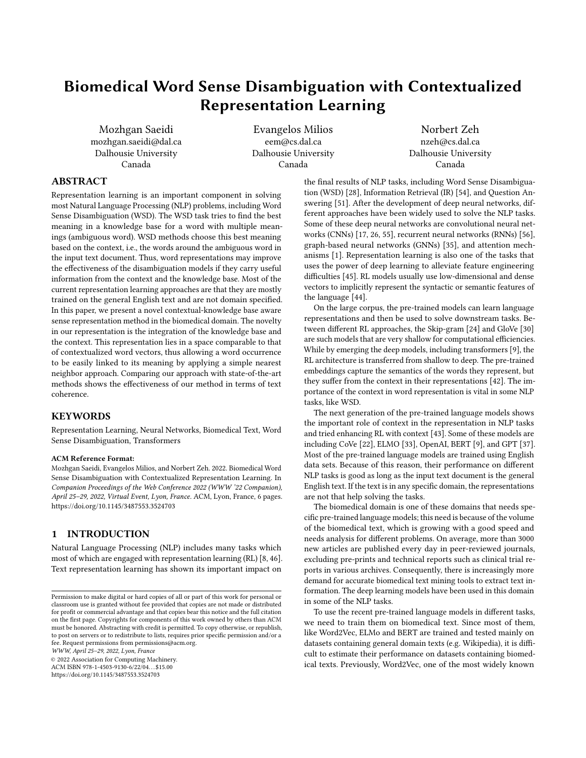# Biomedical Word Sense Disambiguation with Contextualized Representation Learning

Mozhgan Saeidi
mozhgan.saeidi@dal.ca
Dalhousie University
Canada

Evangelos Milios
eem@cs.dal.ca
Dalhousie University
Canada

Norbert Zeh
nzeh@cs.dal.ca
Dalhousie University
Canada

## ABSTRACT

Representation learning is an important component in solving most Natural Language Processing (NLP) problems, including Word Sense Disambiguation (WSD). The WSD task tries to find the best meaning in a knowledge base for a word with multiple meanings (ambiguous word). WSD methods choose this best meaning based on the context, i.e., the words around the ambiguous word in the input text document. Thus, word representations may improve the effectiveness of the disambiguation models if they carry useful information from the context and the knowledge base. Most of the current representation learning approaches are that they are mostly trained on the general English text and are not domain specified. In this paper, we present a novel contextual-knowledge base aware sense representation method in the biomedical domain. The novelty in our representation is the integration of the knowledge base and the context. This representation lies in a space comparable to that of contextualized word vectors, thus allowing a word occurrence to be easily linked to its meaning by applying a simple nearest neighbor approach. Comparing our approach with state-of-the-art methods shows the effectiveness of our method in terms of text coherence.

## KEYWORDS

Representation Learning, Neural Networks, Biomedical Text, Word Sense Disambiguation, Transformers

**ACM Reference Format:**
Mozhgan Saeidi, Evangelos Milios, and Norbert Zeh. 2022. Biomedical Word Sense Disambiguation with Contextualized Representation Learning. In *Companion Proceedings of the Web Conference 2022 (WWW '22 Companion), April 25–29, 2022, Virtual Event, Lyon, France.* ACM, Lyon, France, 6 pages. https://doi.org/10.1145/3487553.3524703

## 1 INTRODUCTION

Natural Language Processing (NLP) includes many tasks which most of which are engaged with representation learning (RL) [8, 46]. Text representation learning has shown its important impact on the final results of NLP tasks, including Word Sense Disambiguation (WSD) [28], Information Retrieval (IR) [54], and Question Answering [51]. After the development of deep neural networks, different approaches have been widely used to solve the NLP tasks. Some of these deep neural networks are convolutional neural networks (CNNs) [17, 26, 55], recurrent neural networks (RNNs) [56], graph-based neural networks (GNNs) [35], and attention mechanisms [1]. Representation learning is also one of the tasks that uses the power of deep learning to alleviate feature engineering difficulties [45]. RL models usually use low-dimensional and dense vectors to implicitly represent the syntactic or semantic features of the language [44].

On the large corpus, the pre-trained models can learn language representations and then be used to solve downstream tasks. Between different RL approaches, the Skip-gram [24] and GloVe [30] are such models that are very shallow for computational efficiencies. While by emerging the deep models, including transformers [9], the RL architecture is transferred from shallow to deep. The pre-trained embeddings capture the semantics of the words they represent, but they suffer from the context in their representations [42]. The importance of the context in word representation is vital in some NLP tasks, like WSD.

The next generation of the pre-trained language models shows the important role of context in the representation in NLP tasks and tried enhancing RL with context [43]. Some of these models are including CoVe [22], ELMO [33], OpenAI, BERT [9], and GPT [37]. Most of the pre-trained language models are trained using English data sets. Because of this reason, their performance on different NLP tasks is good as long as the input text document is the general English text. If the text is in any specific domain, the representations are not that help solving the tasks.

The biomedical domain is one of these domains that needs specific pre-trained language models; this need is because of the volume of the biomedical text, which is growing with a good speed and needs analysis for different problems. On average, more than 3000 new articles are published every day in peer-reviewed journals, excluding pre-prints and technical reports such as clinical trial reports in various archives. Consequently, there is increasingly more demand for accurate biomedical text mining tools to extract text information. The deep learning models have been used in this domain in some of the NLP tasks.

To use the recent pre-trained language models in different tasks, we need to train them on biomedical text. Since most of them, like Word2Vec, ELMo and BERT are trained and tested mainly on datasets containing general domain texts (e.g. Wikipedia), it is difficult to estimate their performance on datasets containing biomedical texts. Previously, Word2Vec, one of the most widely known

Permission to make digital or hard copies of all or part of this work for personal or classroom use is granted without fee provided that copies are not made or distributed for profit or commercial advantage and that copies bear this notice and the full citation on the first page. Copyrights for components of this work owned by others than ACM must be honored. Abstracting with credit is permitted. To copy otherwise, or republish, to post on servers or to redistribute to lists, requires prior specific permission and/or a fee. Request permissions from permissions@acm.org.
*WWW, April 25–29, 2022, Lyon, France*
© 2022 Association for Computing Machinery.
ACM ISBN 978-1-4503-9130-6/22/04…$15.00
https://doi.org/10.1145/3487553.3524703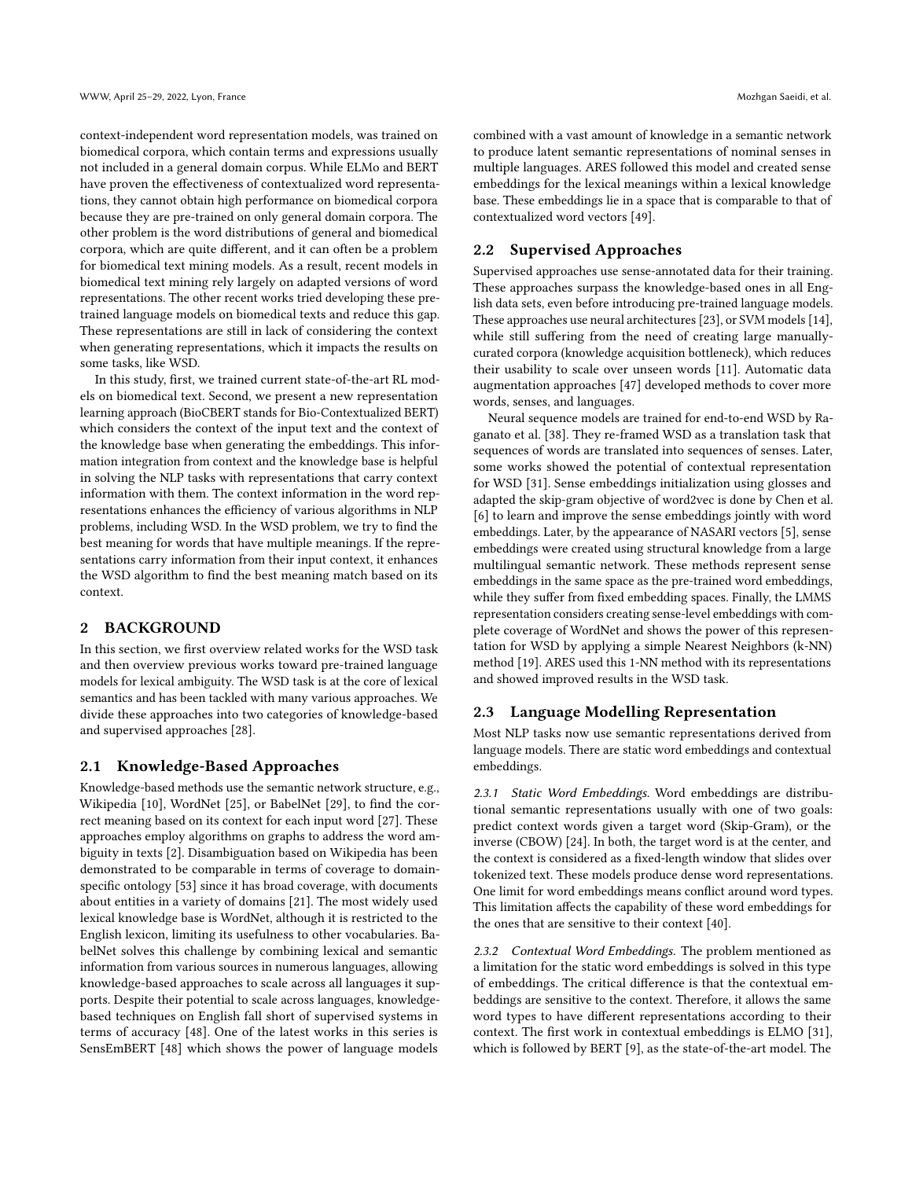context-independent word representation models, was trained on biomedical corpora, which contain terms and expressions usually not included in a general domain corpus. While ELMo and BERT have proven the effectiveness of contextualized word representations, they cannot obtain high performance on biomedical corpora because they are pre-trained on only general domain corpora. The other problem is the word distributions of general and biomedical corpora, which are quite different, and it can often be a problem for biomedical text mining models. As a result, recent models in biomedical text mining rely largely on adapted versions of word representations. The other recent works tried developing these pre-trained language models on biomedical texts and reduce this gap. These representations are still in lack of considering the context when generating representations, which it impacts the results on some tasks, like WSD.

In this study, first, we trained current state-of-the-art RL models on biomedical text. Second, we present a new representation learning approach (BioCBERT stands for Bio-Contextualized BERT) which considers the context of the input text and the context of the knowledge base when generating the embeddings. This information integration from context and the knowledge base is helpful in solving the NLP tasks with representations that carry context information with them. The context information in the word representations enhances the efficiency of various algorithms in NLP problems, including WSD. In the WSD problem, we try to find the best meaning for words that have multiple meanings. If the representations carry information from their input context, it enhances the WSD algorithm to find the best meaning match based on its context.

## 2 BACKGROUND

In this section, we first overview related works for the WSD task and then overview previous works toward pre-trained language models for lexical ambiguity. The WSD task is at the core of lexical semantics and has been tackled with many various approaches. We divide these approaches into two categories of knowledge-based and supervised approaches [28].

### 2.1 Knowledge-Based Approaches

Knowledge-based methods use the semantic network structure, e.g., Wikipedia [10], WordNet [25], or BabelNet [29], to find the correct meaning based on its context for each input word [27]. These approaches employ algorithms on graphs to address the word ambiguity in texts [2]. Disambiguation based on Wikipedia has been demonstrated to be comparable in terms of coverage to domain-specific ontology [53] since it has broad coverage, with documents about entities in a variety of domains [21]. The most widely used lexical knowledge base is WordNet, although it is restricted to the English lexicon, limiting its usefulness to other vocabularies. BabelNet solves this challenge by combining lexical and semantic information from various sources in numerous languages, allowing knowledge-based approaches to scale across all languages it supports. Despite their potential to scale across languages, knowledge-based techniques on English fall short of supervised systems in terms of accuracy [48]. One of the latest works in this series is SensEmBERT [48] which shows the power of language models combined with a vast amount of knowledge in a semantic network to produce latent semantic representations of nominal senses in multiple languages. ARES followed this model and created sense embeddings for the lexical meanings within a lexical knowledge base. These embeddings lie in a space that is comparable to that of contextualized word vectors [49].

### 2.2 Supervised Approaches

Supervised approaches use sense-annotated data for their training. These approaches surpass the knowledge-based ones in all English data sets, even before introducing pre-trained language models. These approaches use neural architectures [23], or SVM models [14], while still suffering from the need of creating large manually-curated corpora (knowledge acquisition bottleneck), which reduces their usability to scale over unseen words [11]. Automatic data augmentation approaches [47] developed methods to cover more words, senses, and languages.

Neural sequence models are trained for end-to-end WSD by Raganato et al. [38]. They re-framed WSD as a translation task that sequences of words are translated into sequences of senses. Later, some works showed the potential of contextual representation for WSD [31]. Sense embeddings initialization using glosses and adapted the skip-gram objective of word2vec is done by Chen et al. [6] to learn and improve the sense embeddings jointly with word embeddings. Later, by the appearance of NASARI vectors [5], sense embeddings were created using structural knowledge from a large multilingual semantic network. These methods represent sense embeddings in the same space as the pre-trained word embeddings, while they suffer from fixed embedding spaces. Finally, the LMMS representation considers creating sense-level embeddings with complete coverage of WordNet and shows the power of this representation for WSD by applying a simple Nearest Neighbors (k-NN) method [19]. ARES used this 1-NN method with its representations and showed improved results in the WSD task.

### 2.3 Language Modelling Representation

Most NLP tasks now use semantic representations derived from language models. There are static word embeddings and contextual embeddings.

*2.3.1 Static Word Embeddings.* Word embeddings are distributional semantic representations usually with one of two goals: predict context words given a target word (Skip-Gram), or the inverse (CBOW) [24]. In both, the target word is at the center, and the context is considered as a fixed-length window that slides over tokenized text. These models produce dense word representations. One limit for word embeddings means conflict around word types. This limitation affects the capability of these word embeddings for the ones that are sensitive to their context [40].

*2.3.2 Contextual Word Embeddings.* The problem mentioned as a limitation for the static word embeddings is solved in this type of embeddings. The critical difference is that the contextual embeddings are sensitive to the context. Therefore, it allows the same word types to have different representations according to their context. The first work in contextual embeddings is ELMO [31], which is followed by BERT [9], as the state-of-the-art model. The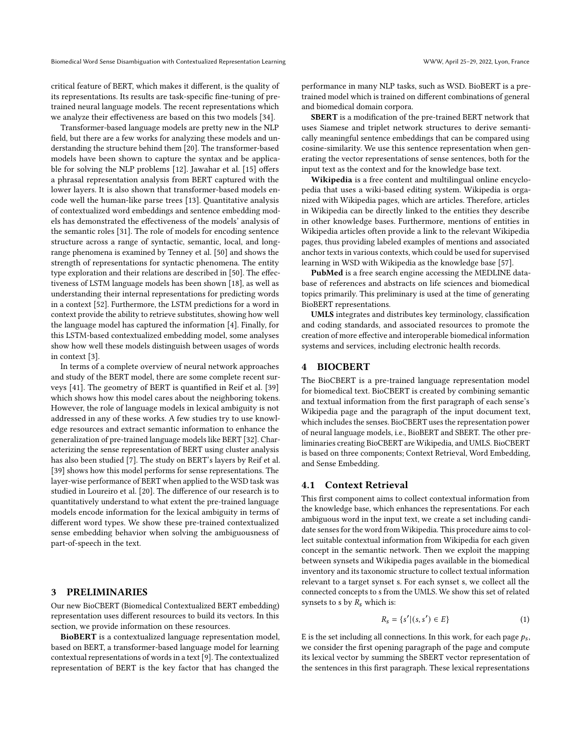critical feature of BERT, which makes it different, is the quality of its representations. Its results are task-specific fine-tuning of pre-trained neural language models. The recent representations which we analyze their effectiveness are based on this two models [34].

Transformer-based language models are pretty new in the NLP field, but there are a few works for analyzing these models and understanding the structure behind them [20]. The transformer-based models have been shown to capture the syntax and be applicable for solving the NLP problems [12]. Jawahar et al. [15] offers a phrasal representation analysis from BERT captured with the lower layers. It is also shown that transformer-based models encode well the human-like parse trees [13]. Quantitative analysis of contextualized word embeddings and sentence embedding models has demonstrated the effectiveness of the models' analysis of the semantic roles [31]. The role of models for encoding sentence structure across a range of syntactic, semantic, local, and long-range phenomena is examined by Tenney et al. [50] and shows the strength of representations for syntactic phenomena. The entity type exploration and their relations are described in [50]. The effectiveness of LSTM language models has been shown [18], as well as understanding their internal representations for predicting words in a context [52]. Furthermore, the LSTM predictions for a word in context provide the ability to retrieve substitutes, showing how well the language model has captured the information [4]. Finally, for this LSTM-based contextualized embedding model, some analyses show how well these models distinguish between usages of words in context [3].

In terms of a complete overview of neural network approaches and study of the BERT model, there are some complete recent surveys [41]. The geometry of BERT is quantified in Reif et al. [39] which shows how this model cares about the neighboring tokens. However, the role of language models in lexical ambiguity is not addressed in any of these works. A few studies try to use knowledge resources and extract semantic information to enhance the generalization of pre-trained language models like BERT [32]. Characterizing the sense representation of BERT using cluster analysis has also been studied [7]. The study on BERT's layers by Reif et al. [39] shows how this model performs for sense representations. The layer-wise performance of BERT when applied to the WSD task was studied in Loureiro et al. [20]. The difference of our research is to quantitatively understand to what extent the pre-trained language models encode information for the lexical ambiguity in terms of different word types. We show these pre-trained contextualized sense embedding behavior when solving the ambiguousness of part-of-speech in the text.

## 3 PRELIMINARIES

Our new BioCBERT (Biomedical Contextualized BERT embedding) representation uses different resources to build its vectors. In this section, we provide information on these resources.

**BioBERT** is a contextualized language representation model, based on BERT, a transformer-based language model for learning contextual representations of words in a text [9]. The contextualized representation of BERT is the key factor that has changed the performance in many NLP tasks, such as WSD. BioBERT is a pre-trained model which is trained on different combinations of general and biomedical domain corpora.

**SBERT** is a modification of the pre-trained BERT network that uses Siamese and triplet network structures to derive semantically meaningful sentence embeddings that can be compared using cosine-similarity. We use this sentence representation when generating the vector representations of sense sentences, both for the input text as the context and for the knowledge base text.

**Wikipedia** is a free content and multilingual online encyclopedia that uses a wiki-based editing system. Wikipedia is organized with Wikipedia pages, which are articles. Therefore, articles in Wikipedia can be directly linked to the entities they describe in other knowledge bases. Furthermore, mentions of entities in Wikipedia articles often provide a link to the relevant Wikipedia pages, thus providing labeled examples of mentions and associated anchor texts in various contexts, which could be used for supervised learning in WSD with Wikipedia as the knowledge base [57].

**PubMed** is a free search engine accessing the MEDLINE database of references and abstracts on life sciences and biomedical topics primarily. This preliminary is used at the time of generating BioBERT representations.

**UMLS** integrates and distributes key terminology, classification and coding standards, and associated resources to promote the creation of more effective and interoperable biomedical information systems and services, including electronic health records.

## 4 BIOCBERT

The BioCBERT is a pre-trained language representation model for biomedical text. BioCBERT is created by combining semantic and textual information from the first paragraph of each sense's Wikipedia page and the paragraph of the input document text, which includes the senses. BioCBERT uses the representation power of neural language models, i.e., BioBERT and SBERT. The other preliminaries creating BioCBERT are Wikipedia, and UMLS. BioCBERT is based on three components; Context Retrieval, Word Embedding, and Sense Embedding.

### 4.1 Context Retrieval

This first component aims to collect contextual information from the knowledge base, which enhances the representations. For each ambiguous word in the input text, we create a set including candidate senses for the word from Wikipedia. This procedure aims to collect suitable contextual information from Wikipedia for each given concept in the semantic network. Then we exploit the mapping between synsets and Wikipedia pages available in the biomedical inventory and its taxonomic structure to collect textual information relevant to a target synset s. For each synset s, we collect all the connected concepts to s from the UMLS. We show this set of related synsets to s by $R_s$ which is:

$$R_s = \{s' | (s, s') \in E\} \tag{1}$$

E is the set including all connections. In this work, for each page $p_s$, we consider the first opening paragraph of the page and compute its lexical vector by summing the SBERT vector representation of the sentences in this first paragraph. These lexical representations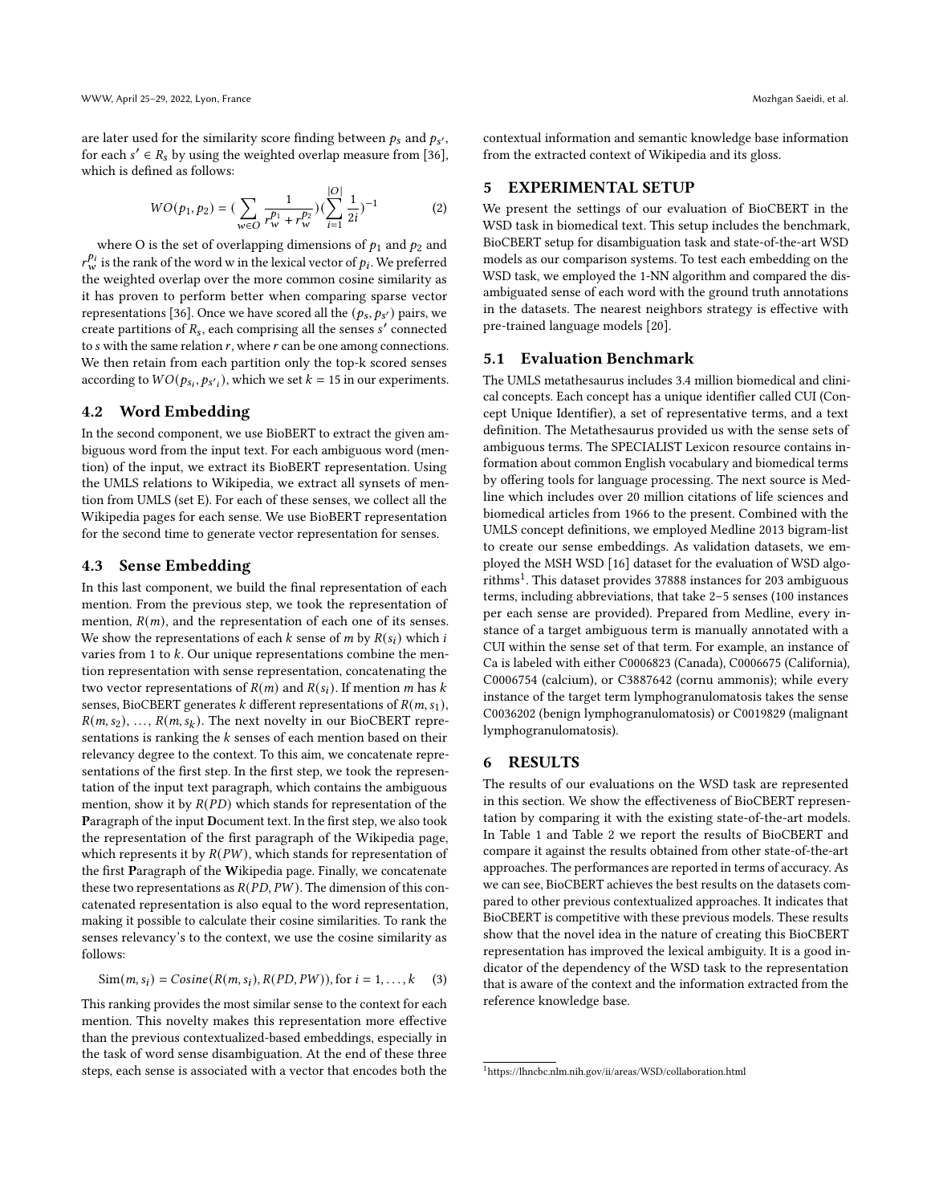are later used for the similarity score finding between $p_s$ and $p_{s'}$, for each $s' \in R_s$ by using the weighted overlap measure from [36], which is defined as follows:

$$WO(p_1, p_2) = (\sum_{w \in O} \frac{1}{r_w^{p_1} + r_w^{p_2}})(\sum_{i=1}^{|O|} \frac{1}{2i})^{-1} \tag{2}$$

where O is the set of overlapping dimensions of $p_1$ and $p_2$ and $r_w^{p_i}$ is the rank of the word w in the lexical vector of $p_i$. We preferred the weighted overlap over the more common cosine similarity as it has proven to perform better when comparing sparse vector representations [36]. Once we have scored all the $(p_s, p_{s'})$ pairs, we create partitions of $R_s$, each comprising all the senses $s'$ connected to $s$ with the same relation $r$, where $r$ can be one among connections. We then retain from each partition only the top-k scored senses according to $WO(p_{s_i}, p_{s'_i})$, which we set $k = 15$ in our experiments.

## 4.2 Word Embedding

In the second component, we use BioBERT to extract the given ambiguous word from the input text. For each ambiguous word (mention) of the input, we extract its BioBERT representation. Using the UMLS relations to Wikipedia, we extract all synsets of mention from UMLS (set E). For each of these senses, we collect all the Wikipedia pages for each sense. We use BioBERT representation for the second time to generate vector representation for senses.

## 4.3 Sense Embedding

In this last component, we build the final representation of each mention. From the previous step, we took the representation of mention, $R(m)$, and the representation of each one of its senses. We show the representations of each $k$ sense of $m$ by $R(s_i)$ which $i$ varies from 1 to $k$. Our unique representations combine the mention representation with sense representation, concatenating the two vector representations of $R(m)$ and $R(s_i)$. If mention $m$ has $k$ senses, BioCBERT generates $k$ different representations of $R(m, s_1)$, $R(m, s_2)$, ..., $R(m, s_k)$. The next novelty in our BioCBERT representations is ranking the $k$ senses of each mention based on their relevancy degree to the context. To this aim, we concatenate representations of the first step. In the first step, we took the representation of the input text paragraph, which contains the ambiguous mention, show it by $R(PD)$ which stands for representation of the **P**aragraph of the input **D**ocument text. In the first step, we also took the representation of the first paragraph of the Wikipedia page, which represents it by $R(PW)$, which stands for representation of the first **P**aragraph of the **W**ikipedia page. Finally, we concatenate these two representations as $R(PD, PW)$. The dimension of this concatenated representation is also equal to the word representation, making it possible to calculate their cosine similarities. To rank the senses relevancy's to the context, we use the cosine similarity as follows:

$$\text{Sim}(m, s_i) = Cosine(R(m, s_i), R(PD, PW)), \text{for } i = 1, \ldots, k \tag{3}$$

This ranking provides the most similar sense to the context for each mention. This novelty makes this representation more effective than the previous contextualized-based embeddings, especially in the task of word sense disambiguation. At the end of these three steps, each sense is associated with a vector that encodes both the contextual information and semantic knowledge base information from the extracted context of Wikipedia and its gloss.

# 5 EXPERIMENTAL SETUP

We present the settings of our evaluation of BioCBERT in the WSD task in biomedical text. This setup includes the benchmark, BioCBERT setup for disambiguation task and state-of-the-art WSD models as our comparison systems. To test each embedding on the WSD task, we employed the 1-NN algorithm and compared the disambiguated sense of each word with the ground truth annotations in the datasets. The nearest neighbors strategy is effective with pre-trained language models [20].

## 5.1 Evaluation Benchmark

The UMLS metathesaurus includes 3.4 million biomedical and clinical concepts. Each concept has a unique identifier called CUI (Concept Unique Identifier), a set of representative terms, and a text definition. The Metathesaurus provided us with the sense sets of ambiguous terms. The SPECIALIST Lexicon resource contains information about common English vocabulary and biomedical terms by offering tools for language processing. The next source is Medline which includes over 20 million citations of life sciences and biomedical articles from 1966 to the present. Combined with the UMLS concept definitions, we employed Medline 2013 bigram-list to create our sense embeddings. As validation datasets, we employed the MSH WSD [16] dataset for the evaluation of WSD algorithms[1]. This dataset provides 37888 instances for 203 ambiguous terms, including abbreviations, that take 2–5 senses (100 instances per each sense are provided). Prepared from Medline, every instance of a target ambiguous term is manually annotated with a CUI within the sense set of that term. For example, an instance of Ca is labeled with either C0006823 (Canada), C0006675 (California), C0006754 (calcium), or C3887642 (cornu ammonis); while every instance of the target term lymphogranulomatosis takes the sense C0036202 (benign lymphogranulomatosis) or C0019829 (malignant lymphogranulomatosis).

# 6 RESULTS

The results of our evaluations on the WSD task are represented in this section. We show the effectiveness of BioCBERT representation by comparing it with the existing state-of-the-art models. In Table 1 and Table 2 we report the results of BioCBERT and compare it against the results obtained from other state-of-the-art approaches. The performances are reported in terms of accuracy. As we can see, BioCBERT achieves the best results on the datasets compared to other previous contextualized approaches. It indicates that BioCBERT is competitive with these previous models. These results show that the novel idea in the nature of creating this BioCBERT representation has improved the lexical ambiguity. It is a good indicator of the dependency of the WSD task to the representation that is aware of the context and the information extracted from the reference knowledge base.

[1] https://lhncbc.nlm.nih.gov/ii/areas/WSD/collaboration.html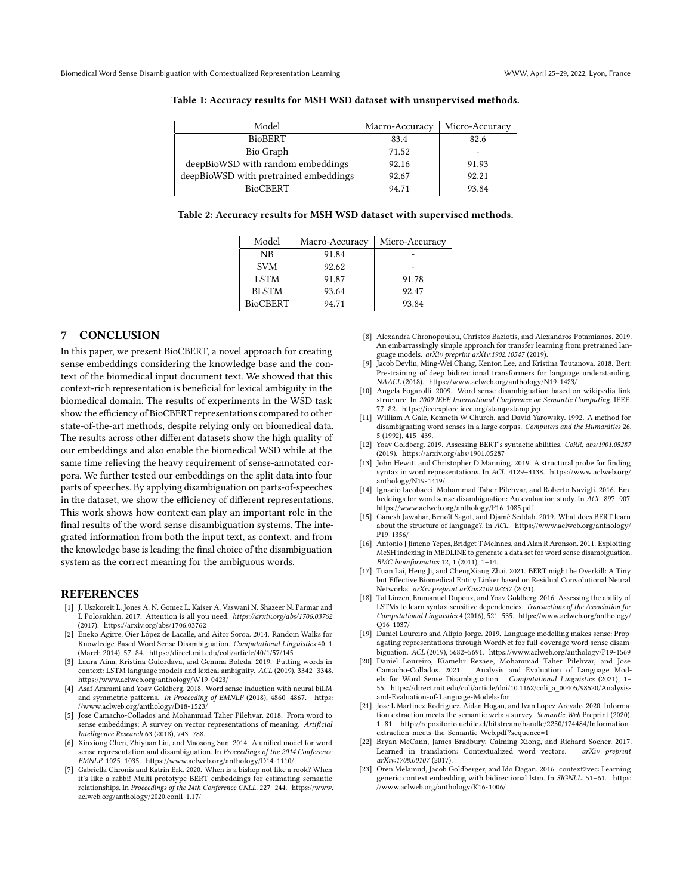**Table 1: Accuracy results for MSH WSD dataset with unsupervised methods.**

| Model | Macro-Accuracy | Micro-Accuracy |
|---|---|---|
| BioBERT | 83.4 | 82.6 |
| Bio Graph | 71.52 | - |
| deepBioWSD with random embeddings | 92.16 | 91.93 |
| deepBioWSD with pretrained embeddings | 92.67 | 92.21 |
| BioCBERT | 94.71 | 93.84 |

**Table 2: Accuracy results for MSH WSD dataset with supervised methods.**

| Model | Macro-Accuracy | Micro-Accuracy |
|---|---|---|
| NB | 91.84 | - |
| SVM | 92.62 | - |
| LSTM | 91.87 | 91.78 |
| BLSTM | 93.64 | 92.47 |
| BioCBERT | 94.71 | 93.84 |

## 7 CONCLUSION

In this paper, we present BioCBERT, a novel approach for creating sense embeddings considering the knowledge base and the context of the biomedical input document text. We showed that this context-rich representation is beneficial for lexical ambiguity in the biomedical domain. The results of experiments in the WSD task show the efficiency of BioCBERT representations compared to other state-of-the-art methods, despite relying only on biomedical data. The results across other different datasets show the high quality of our embeddings and also enable the biomedical WSD while at the same time relieving the heavy requirement of sense-annotated corpora. We further tested our embeddings on the split data into four parts of speeches. By applying disambiguation on parts-of-speeches in the dataset, we show the efficiency of different representations. This work shows how context can play an important role in the final results of the word sense disambiguation systems. The integrated information from both the input text, as context, and from the knowledge base is leading the final choice of the disambiguation system as the correct meaning for the ambiguous words.

## REFERENCES

- [1] J. Uszkoreit L. Jones A. N. Gomez L. Kaiser A. Vaswani N. Shazeer N. Parmar and I. Polosukhin. 2017. Attention is all you need. *https://arxiv.org/abs/1706.03762* (2017). https://arxiv.org/abs/1706.03762
- [2] Eneko Agirre, Oier López de Lacalle, and Aitor Soroa. 2014. Random Walks for Knowledge-Based Word Sense Disambiguation. *Computational Linguistics* 40, 1 (March 2014), 57–84. https://direct.mit.edu/coli/article/40/1/57/145
- [3] Laura Aina, Kristina Gulordava, and Gemma Boleda. 2019. Putting words in context: LSTM language models and lexical ambiguity. *ACL* (2019), 3342–3348. https://www.aclweb.org/anthology/W19-0423/
- [4] Asaf Amrami and Yoav Goldberg. 2018. Word sense induction with neural biLM and symmetric patterns. *In Proceeding of EMNLP* (2018), 4860–4867. https://www.aclweb.org/anthology/D18-1523/
- [5] Jose Camacho-Collados and Mohammad Taher Pilehvar. 2018. From word to sense embeddings: A survey on vector representations of meaning. *Artificial Intelligence Research* 63 (2018), 743–788.
- [6] Xinxiong Chen, Zhiyuan Liu, and Maosong Sun. 2014. A unified model for word sense representation and disambiguation. In *Proceedings of the 2014 Conference EMNLP*. 1025–1035. https://www.aclweb.org/anthology/D14-1110/
- [7] Gabriella Chronis and Katrin Erk. 2020. When is a bishop not like a rook? When it's like a rabbi! Multi-prototype BERT embeddings for estimating semantic relationships. In *Proceedings of the 24th Conference CNLL*. 227–244. https://www.aclweb.org/anthology/2020.conll-1.17/
- [8] Alexandra Chronopoulou, Christos Baziotis, and Alexandros Potamianos. 2019. An embarrassingly simple approach for transfer learning from pretrained language models. *arXiv preprint arXiv:1902.10547* (2019).
- [9] Jacob Devlin, Ming-Wei Chang, Kenton Lee, and Kristina Toutanova. 2018. Bert: Pre-training of deep bidirectional transformers for language understanding. *NAACL* (2018). https://www.aclweb.org/anthology/N19-1423/
- [10] Angela Fogarolli. 2009. Word sense disambiguation based on wikipedia link structure. In *2009 IEEE International Conference on Semantic Computing*. IEEE, 77–82. https://ieeexplore.ieee.org/stamp/stamp.jsp
- [11] William A Gale, Kenneth W Church, and David Yarowsky. 1992. A method for disambiguating word senses in a large corpus. *Computers and the Humanities* 26, 5 (1992), 415–439.
- [12] Yoav Goldberg. 2019. Assessing BERT's syntactic abilities. *CoRR, abs/1901.05287* (2019). https://arxiv.org/abs/1901.05287
- [13] John Hewitt and Christopher D Manning. 2019. A structural probe for finding syntax in word representations. In *ACL*. 4129–4138. https://www.aclweb.org/anthology/N19-1419/
- [14] Ignacio Iacobacci, Mohammad Taher Pilehvar, and Roberto Navigli. 2016. Embeddings for word sense disambiguation: An evaluation study. In *ACL*. 897–907. https://www.aclweb.org/anthology/P16-1085.pdf
- [15] Ganesh Jawahar, Benoît Sagot, and Djamé Seddah. 2019. What does BERT learn about the structure of language?. In *ACL*. https://www.aclweb.org/anthology/P19-1356/
- [16] Antonio J Jimeno-Yepes, Bridget T McInnes, and Alan R Aronson. 2011. Exploiting MeSH indexing in MEDLINE to generate a data set for word sense disambiguation. *BMC bioinformatics* 12, 1 (2011), 1–14.
- [17] Tuan Lai, Heng Ji, and ChengXiang Zhai. 2021. BERT might be Overkill: A Tiny but Effective Biomedical Entity Linker based on Residual Convolutional Neural Networks. *arXiv preprint arXiv:2109.02237* (2021).
- [18] Tal Linzen, Emmanuel Dupoux, and Yoav Goldberg. 2016. Assessing the ability of LSTMs to learn syntax-sensitive dependencies. *Transactions of the Association for Computational Linguistics* 4 (2016), 521–535. https://www.aclweb.org/anthology/Q16-1037/
- [19] Daniel Loureiro and Alipio Jorge. 2019. Language modelling makes sense: Propagating representations through WordNet for full-coverage word sense disambiguation. *ACL* (2019), 5682–5691. https://www.aclweb.org/anthology/P19-1569
- [20] Daniel Loureiro, Kiamehr Rezaee, Mohammad Taher Pilehvar, and Jose Camacho-Collados. 2021. Analysis and Evaluation of Language Models for Word Sense Disambiguation. *Computational Linguistics* (2021), 1–55. https://direct.mit.edu/coli/article/doi/10.1162/coli_a_00405/98520/Analysis-and-Evaluation-of-Language-Models-for
- [21] Jose L Martinez-Rodriguez, Aidan Hogan, and Ivan Lopez-Arevalo. 2020. Information extraction meets the semantic web: a survey. *Semantic Web* Preprint (2020), 1–81. http://repositorio.uchile.cl/bitstream/handle/2250/174484/Information-extraction-meets-the-Semantic-Web.pdf?sequence=1
- [22] Bryan McCann, James Bradbury, Caiming Xiong, and Richard Socher. 2017. Learned in translation: Contextualized word vectors. *arXiv preprint arXiv:1708.00107* (2017).
- [23] Oren Melamud, Jacob Goldberger, and Ido Dagan. 2016. context2vec: Learning generic context embedding with bidirectional lstm. In *SIGNLL*. 51–61. https://www.aclweb.org/anthology/K16-1006/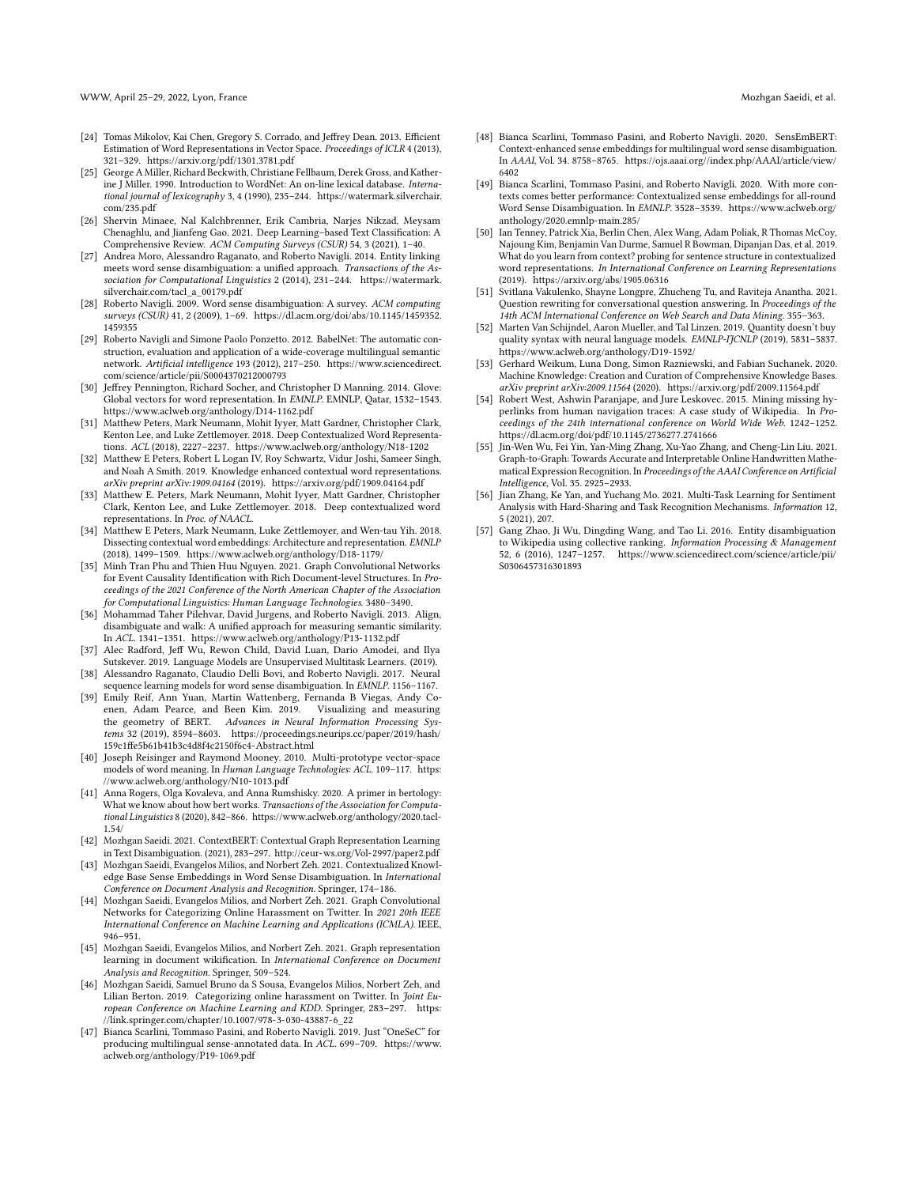[24] Tomas Mikolov, Kai Chen, Gregory S. Corrado, and Jeffrey Dean. 2013. Efficient Estimation of Word Representations in Vector Space. *Proceedings of ICLR* 4 (2013), 321–329. https://arxiv.org/pdf/1301.3781.pdf

[25] George A Miller, Richard Beckwith, Christiane Fellbaum, Derek Gross, and Katherine J Miller. 1990. Introduction to WordNet: An on-line lexical database. *International journal of lexicography* 3, 4 (1990), 235–244. https://watermark.silverchair.com/235.pdf

[26] Shervin Minaee, Nal Kalchbrenner, Erik Cambria, Narjes Nikzad, Meysam Chenaghlu, and Jianfeng Gao. 2021. Deep Learning–based Text Classification: A Comprehensive Review. *ACM Computing Surveys (CSUR)* 54, 3 (2021), 1–40.

[27] Andrea Moro, Alessandro Raganato, and Roberto Navigli. 2014. Entity linking meets word sense disambiguation: a unified approach. *Transactions of the Association for Computational Linguistics* 2 (2014), 231–244. https://watermark.silverchair.com/tacl_a_00179.pdf

[28] Roberto Navigli. 2009. Word sense disambiguation: A survey. *ACM computing surveys (CSUR)* 41, 2 (2009), 1–69. https://dl.acm.org/doi/abs/10.1145/1459352.1459355

[29] Roberto Navigli and Simone Paolo Ponzetto. 2012. BabelNet: The automatic construction, evaluation and application of a wide-coverage multilingual semantic network. *Artificial intelligence* 193 (2012), 217–250. https://www.sciencedirect.com/science/article/pii/S0004370212000793

[30] Jeffrey Pennington, Richard Socher, and Christopher D Manning. 2014. Glove: Global vectors for word representation. In *EMNLP*. EMNLP, Qatar, 1532–1543. https://www.aclweb.org/anthology/D14-1162.pdf

[31] Matthew Peters, Mark Neumann, Mohit Iyyer, Matt Gardner, Christopher Clark, Kenton Lee, and Luke Zettlemoyer. 2018. Deep Contextualized Word Representations. *ACL* (2018), 2227–2237. https://www.aclweb.org/anthology/N18-1202

[32] Matthew E Peters, Robert L Logan IV, Roy Schwartz, Vidur Joshi, Sameer Singh, and Noah A Smith. 2019. Knowledge enhanced contextual word representations. *arXiv preprint arXiv:1909.04164* (2019). https://arxiv.org/pdf/1909.04164.pdf

[33] Matthew E. Peters, Mark Neumann, Mohit Iyyer, Matt Gardner, Christopher Clark, Kenton Lee, and Luke Zettlemoyer. 2018. Deep contextualized word representations. In *Proc. of NAACL*.

[34] Matthew E Peters, Mark Neumann, Luke Zettlemoyer, and Wen-tau Yih. 2018. Dissecting contextual word embeddings: Architecture and representation. *EMNLP* (2018), 1499–1509. https://www.aclweb.org/anthology/D18-1179/

[35] Minh Tran Phu and Thien Huu Nguyen. 2021. Graph Convolutional Networks for Event Causality Identification with Rich Document-level Structures. In *Proceedings of the 2021 Conference of the North American Chapter of the Association for Computational Linguistics: Human Language Technologies*. 3480–3490.

[36] Mohammad Taher Pilehvar, David Jurgens, and Roberto Navigli. 2013. Align, disambiguate and walk: A unified approach for measuring semantic similarity. In *ACL*. 1341–1351. https://www.aclweb.org/anthology/P13-1132.pdf

[37] Alec Radford, Jeff Wu, Rewon Child, David Luan, Dario Amodei, and Ilya Sutskever. 2019. Language Models are Unsupervised Multitask Learners. (2019).

[38] Alessandro Raganato, Claudio Delli Bovi, and Roberto Navigli. 2017. Neural sequence learning models for word sense disambiguation. In *EMNLP*. 1156–1167.

[39] Emily Reif, Ann Yuan, Martin Wattenberg, Fernanda B Viegas, Andy Coenen, Adam Pearce, and Been Kim. 2019. Visualizing and measuring the geometry of BERT. *Advances in Neural Information Processing Systems* 32 (2019), 8594–8603. https://proceedings.neurips.cc/paper/2019/hash/159c1ffe5b61b41b3c4d8f4c2150f6c4-Abstract.html

[40] Joseph Reisinger and Raymond Mooney. 2010. Multi-prototype vector-space models of word meaning. In *Human Language Technologies: ACL*. 109–117. https://www.aclweb.org/anthology/N10-1013.pdf

[41] Anna Rogers, Olga Kovaleva, and Anna Rumshisky. 2020. A primer in bertology: What we know about how bert works. *Transactions of the Association for Computational Linguistics* 8 (2020), 842–866. https://www.aclweb.org/anthology/2020.tacl-1.54/

[42] Mozhgan Saeidi. 2021. ContextBERT: Contextual Graph Representation Learning in Text Disambiguation. (2021), 283–297. http://ceur-ws.org/Vol-2997/paper2.pdf

[43] Mozhgan Saeidi, Evangelos Milios, and Norbert Zeh. 2021. Contextualized Knowledge Base Sense Embeddings in Word Sense Disambiguation. In *International Conference on Document Analysis and Recognition*. Springer, 174–186.

[44] Mozhgan Saeidi, Evangelos Milios, and Norbert Zeh. 2021. Graph Convolutional Networks for Categorizing Online Harassment on Twitter. In *2021 20th IEEE International Conference on Machine Learning and Applications (ICMLA)*. IEEE, 946–951.

[45] Mozhgan Saeidi, Evangelos Milios, and Norbert Zeh. 2021. Graph representation learning in document wikification. In *International Conference on Document Analysis and Recognition*. Springer, 509–524.

[46] Mozhgan Saeidi, Samuel Bruno da S Sousa, Evangelos Milios, Norbert Zeh, and Lilian Berton. 2019. Categorizing online harassment on Twitter. In *Joint European Conference on Machine Learning and KDD*. Springer, 283–297. https://link.springer.com/chapter/10.1007/978-3-030-43887-6_22

[47] Bianca Scarlini, Tommaso Pasini, and Roberto Navigli. 2019. Just "OneSeC" for producing multilingual sense-annotated data. In *ACL*. 699–709. https://www.aclweb.org/anthology/P19-1069.pdf

[48] Bianca Scarlini, Tommaso Pasini, and Roberto Navigli. 2020. SensEmBERT: Context-enhanced sense embeddings for multilingual word sense disambiguation. In *AAAI*, Vol. 34. 8758–8765. https://ojs.aaai.org//index.php/AAAI/article/view/6402

[49] Bianca Scarlini, Tommaso Pasini, and Roberto Navigli. 2020. With more contexts comes better performance: Contextualized sense embeddings for all-round Word Sense Disambiguation. In *EMNLP*. 3528–3539. https://www.aclweb.org/anthology/2020.emnlp-main.285/

[50] Ian Tenney, Patrick Xia, Berlin Chen, Alex Wang, Adam Poliak, R Thomas McCoy, Najoung Kim, Benjamin Van Durme, Samuel R Bowman, Dipanjan Das, et al. 2019. What do you learn from context? probing for sentence structure in contextualized word representations. *In International Conference on Learning Representations* (2019). https://arxiv.org/abs/1905.06316

[51] Svitlana Vakulenko, Shayne Longpre, Zhucheng Tu, and Raviteja Anantha. 2021. Question rewriting for conversational question answering. In *Proceedings of the 14th ACM International Conference on Web Search and Data Mining*. 355–363.

[52] Marten Van Schijndel, Aaron Mueller, and Tal Linzen. 2019. Quantity doesn't buy quality syntax with neural language models. *EMNLP-IJCNLP* (2019), 5831–5837. https://www.aclweb.org/anthology/D19-1592/

[53] Gerhard Weikum, Luna Dong, Simon Razniewski, and Fabian Suchanek. 2020. Machine Knowledge: Creation and Curation of Comprehensive Knowledge Bases. *arXiv preprint arXiv:2009.11564* (2020). https://arxiv.org/pdf/2009.11564.pdf

[54] Robert West, Ashwin Paranjape, and Jure Leskovec. 2015. Mining missing hyperlinks from human navigation traces: A case study of Wikipedia. In *Proceedings of the 24th international conference on World Wide Web*. 1242–1252. https://dl.acm.org/doi/pdf/10.1145/2736277.2741666

[55] Jin-Wen Wu, Fei Yin, Yan-Ming Zhang, Xu-Yao Zhang, and Cheng-Lin Liu. 2021. Graph-to-Graph: Towards Accurate and Interpretable Online Handwritten Mathematical Expression Recognition. In *Proceedings of the AAAI Conference on Artificial Intelligence*, Vol. 35. 2925–2933.

[56] Jian Zhang, Ke Yan, and Yuchang Mo. 2021. Multi-Task Learning for Sentiment Analysis with Hard-Sharing and Task Recognition Mechanisms. *Information* 12, 5 (2021), 207.

[57] Gang Zhao, Ji Wu, Dingding Wang, and Tao Li. 2016. Entity disambiguation to Wikipedia using collective ranking. *Information Processing & Management* 52, 6 (2016), 1247–1257. https://www.sciencedirect.com/science/article/pii/S0306457316301893